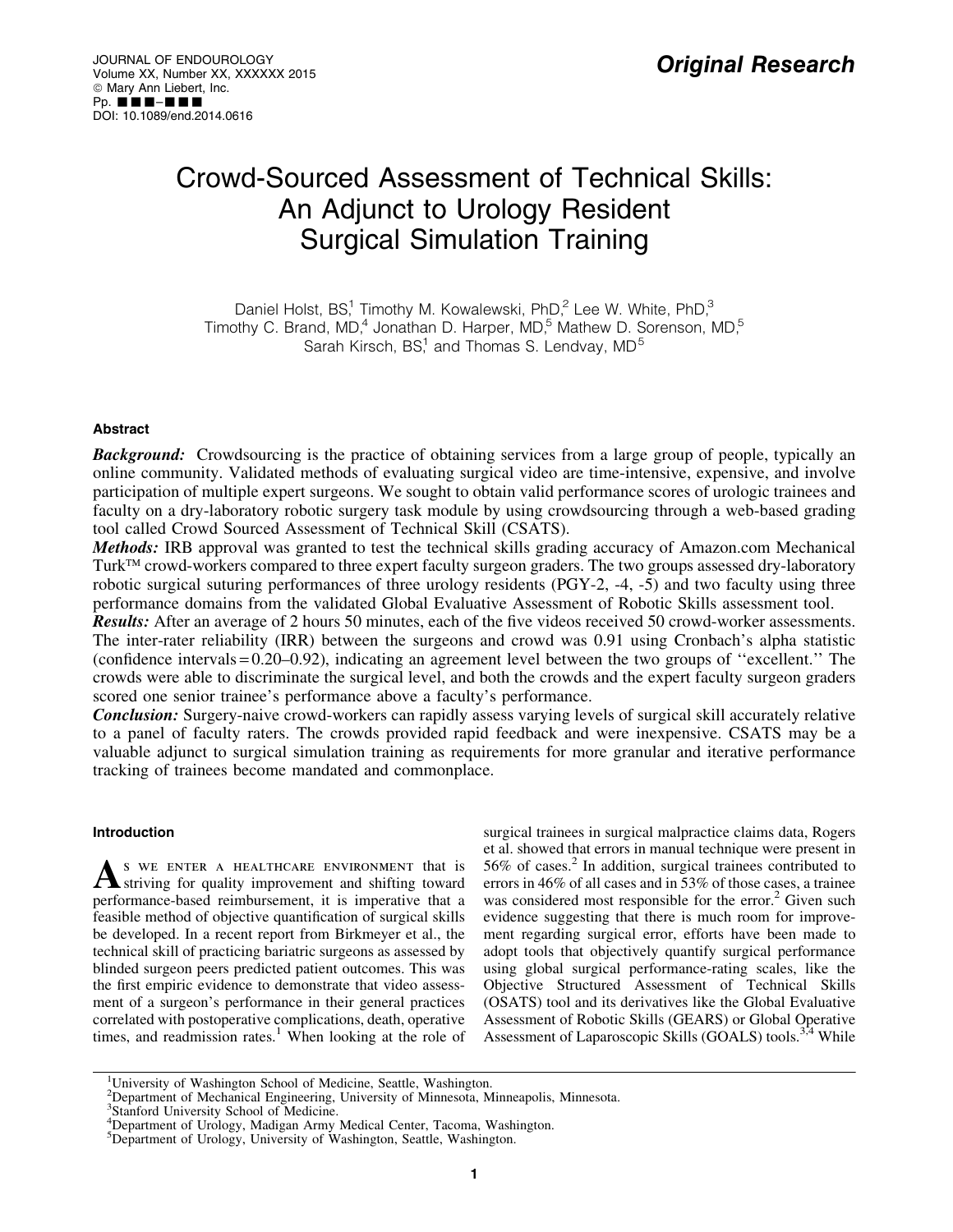Original Research

# Crowd-Sourced Assessment of Technical Skills: An Adjunct to Urology Resident Surgical Simulation Training

Daniel Holst, BS,[1] Timothy M. Kowalewski, PhD,[2] Lee W. White, PhD,[3] Timothy C. Brand, MD,[4] Jonathan D. Harper, MD,[5] Mathew D. Sorenson, MD,[5] Sarah Kirsch, BS,[1] and Thomas S. Lendvay, MD[5]

## Abstract

***Background:*** Crowdsourcing is the practice of obtaining services from a large group of people, typically an online community. Validated methods of evaluating surgical video are time-intensive, expensive, and involve participation of multiple expert surgeons. We sought to obtain valid performance scores of urologic trainees and faculty on a dry-laboratory robotic surgery task module by using crowdsourcing through a web-based grading tool called Crowd Sourced Assessment of Technical Skill (CSATS).

***Methods:*** IRB approval was granted to test the technical skills grading accuracy of Amazon.com Mechanical Turk™ crowd-workers compared to three expert faculty surgeon graders. The two groups assessed dry-laboratory robotic surgical suturing performances of three urology residents (PGY-2, -4, -5) and two faculty using three performance domains from the validated Global Evaluative Assessment of Robotic Skills assessment tool.

***Results:*** After an average of 2 hours 50 minutes, each of the five videos received 50 crowd-worker assessments. The inter-rater reliability (IRR) between the surgeons and crowd was 0.91 using Cronbach's alpha statistic (confidence intervals = 0.20–0.92), indicating an agreement level between the two groups of ''excellent.'' The crowds were able to discriminate the surgical level, and both the crowds and the expert faculty surgeon graders scored one senior trainee's performance above a faculty's performance.

***Conclusion:*** Surgery-naive crowd-workers can rapidly assess varying levels of surgical skill accurately relative to a panel of faculty raters. The crowds provided rapid feedback and were inexpensive. CSATS may be a valuable adjunct to surgical simulation training as requirements for more granular and iterative performance tracking of trainees become mandated and commonplace.

## Introduction

As we enter a healthcare environment that is striving for quality improvement and shifting toward performance-based reimbursement, it is imperative that a feasible method of objective quantification of surgical skills be developed. In a recent report from Birkmeyer et al., the technical skill of practicing bariatric surgeons as assessed by blinded surgeon peers predicted patient outcomes. This was the first empiric evidence to demonstrate that video assessment of a surgeon's performance in their general practices correlated with postoperative complications, death, operative times, and readmission rates.[1] When looking at the role of surgical trainees in surgical malpractice claims data, Rogers et al. showed that errors in manual technique were present in 56% of cases.[2] In addition, surgical trainees contributed to errors in 46% of all cases and in 53% of those cases, a trainee was considered most responsible for the error.[2] Given such evidence suggesting that there is much room for improvement regarding surgical error, efforts have been made to adopt tools that objectively quantify surgical performance using global surgical performance-rating scales, like the Objective Structured Assessment of Technical Skills (OSATS) tool and its derivatives like the Global Evaluative Assessment of Robotic Skills (GEARS) or Global Operative Assessment of Laparoscopic Skills (GOALS) tools.[3,4] While

---

[1]University of Washington School of Medicine, Seattle, Washington.
[2]Department of Mechanical Engineering, University of Minnesota, Minneapolis, Minnesota.
[3]Stanford University School of Medicine.
[4]Department of Urology, Madigan Army Medical Center, Tacoma, Washington.
[5]Department of Urology, University of Washington, Seattle, Washington.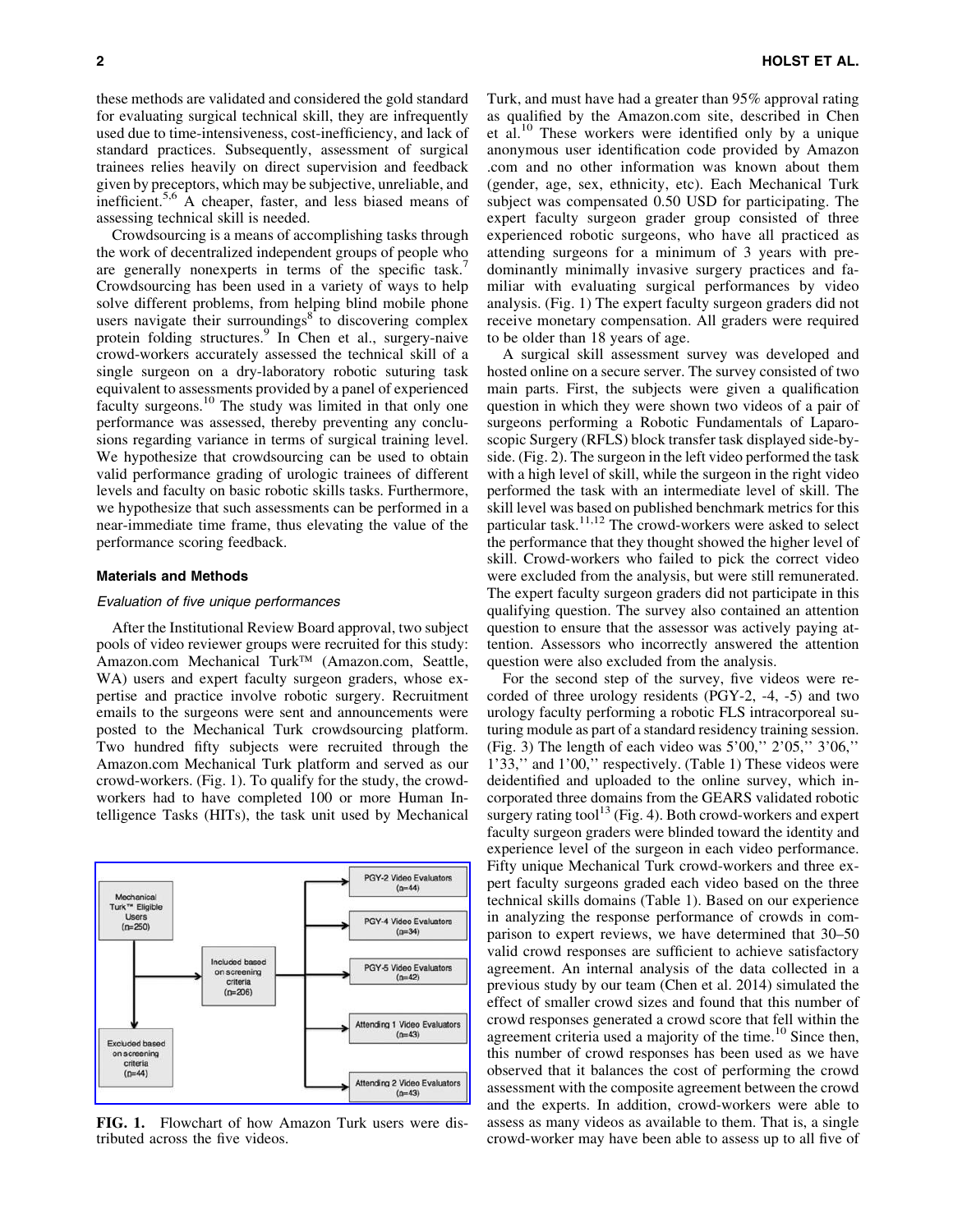these methods are validated and considered the gold standard for evaluating surgical technical skill, they are infrequently used due to time-intensiveness, cost-inefficiency, and lack of standard practices. Subsequently, assessment of surgical trainees relies heavily on direct supervision and feedback given by preceptors, which may be subjective, unreliable, and inefficient.[5,6] A cheaper, faster, and less biased means of assessing technical skill is needed.

Crowdsourcing is a means of accomplishing tasks through the work of decentralized independent groups of people who are generally nonexperts in terms of the specific task.[7] Crowdsourcing has been used in a variety of ways to help solve different problems, from helping blind mobile phone users navigate their surroundings[8] to discovering complex protein folding structures.[9] In Chen et al., surgery-naive crowd-workers accurately assessed the technical skill of a single surgeon on a dry-laboratory robotic suturing task equivalent to assessments provided by a panel of experienced faculty surgeons.[10] The study was limited in that only one performance was assessed, thereby preventing any conclusions regarding variance in terms of surgical training level. We hypothesize that crowdsourcing can be used to obtain valid performance grading of urologic trainees of different levels and faculty on basic robotic skills tasks. Furthermore, we hypothesize that such assessments can be performed in a near-immediate time frame, thus elevating the value of the performance scoring feedback.

### Materials and Methods

#### *Evaluation of five unique performances*

After the Institutional Review Board approval, two subject pools of video reviewer groups were recruited for this study: Amazon.com Mechanical Turk™ (Amazon.com, Seattle, WA) users and expert faculty surgeon graders, whose expertise and practice involve robotic surgery. Recruitment emails to the surgeons were sent and announcements were posted to the Mechanical Turk crowdsourcing platform. Two hundred fifty subjects were recruited through the Amazon.com Mechanical Turk platform and served as our crowd-workers. (Fig. 1). To qualify for the study, the crowd-workers had to have completed 100 or more Human Intelligence Tasks (HITs), the task unit used by Mechanical Turk, and must have had a greater than 95% approval rating as qualified by the Amazon.com site, described in Chen et al.[10] These workers were identified only by a unique anonymous user identification code provided by Amazon .com and no other information was known about them (gender, age, sex, ethnicity, etc). Each Mechanical Turk subject was compensated 0.50 USD for participating. The expert faculty surgeon grader group consisted of three experienced robotic surgeons, who have all practiced as attending surgeons for a minimum of 3 years with predominantly minimally invasive surgery practices and familiar with evaluating surgical performances by video analysis. (Fig. 1) The expert faculty surgeon graders did not receive monetary compensation. All graders were required to be older than 18 years of age.

Mechanical Turk™ Eligible Users (n=250)

Included based on screening criteria (n=206)

Excluded based on screening criteria (n=44)

PGY-2 Video Evaluators (n=44)

PGY-4 Video Evaluators (n=34)

PGY-5 Video Evaluators (n=42)

Attending 1 Video Evaluators (n=43)

Attending 2 Video Evaluators (n=43)

**FIG. 1.** Flowchart of how Amazon Turk users were distributed across the five videos.

A surgical skill assessment survey was developed and hosted online on a secure server. The survey consisted of two main parts. First, the subjects were given a qualification question in which they were shown two videos of a pair of surgeons performing a Robotic Fundamentals of Laparoscopic Surgery (RFLS) block transfer task displayed side-by-side. (Fig. 2). The surgeon in the left video performed the task with a high level of skill, while the surgeon in the right video performed the task with an intermediate level of skill. The skill level was based on published benchmark metrics for this particular task.[11,12] The crowd-workers were asked to select the performance that they thought showed the higher level of skill. Crowd-workers who failed to pick the correct video were excluded from the analysis, but were still remunerated. The expert faculty surgeon graders did not participate in this qualifying question. The survey also contained an attention question to ensure that the assessor was actively paying attention. Assessors who incorrectly answered the attention question were also excluded from the analysis.

For the second step of the survey, five videos were recorded of three urology residents (PGY-2, -4, -5) and two urology faculty performing a robotic FLS intracorporeal suturing module as part of a standard residency training session. (Fig. 3) The length of each video was 5'00,'' 2'05,'' 3'06,'' 1'33,'' and 1'00,'' respectively. (Table 1) These videos were deidentified and uploaded to the online survey, which incorporated three domains from the GEARS validated robotic surgery rating tool[13] (Fig. 4). Both crowd-workers and expert faculty surgeon graders were blinded toward the identity and experience level of the surgeon in each video performance. Fifty unique Mechanical Turk crowd-workers and three expert faculty surgeons graded each video based on the three technical skills domains (Table 1). Based on our experience in analyzing the response performance of crowds in comparison to expert reviews, we have determined that 30–50 valid crowd responses are sufficient to achieve satisfactory agreement. An internal analysis of the data collected in a previous study by our team (Chen et al. 2014) simulated the effect of smaller crowd sizes and found that this number of crowd responses generated a crowd score that fell within the agreement criteria used a majority of the time.[10] Since then, this number of crowd responses has been used as we have observed that it balances the cost of performing the crowd assessment with the composite agreement between the crowd and the experts. In addition, crowd-workers were able to assess as many videos as available to them. That is, a single crowd-worker may have been able to assess up to all five of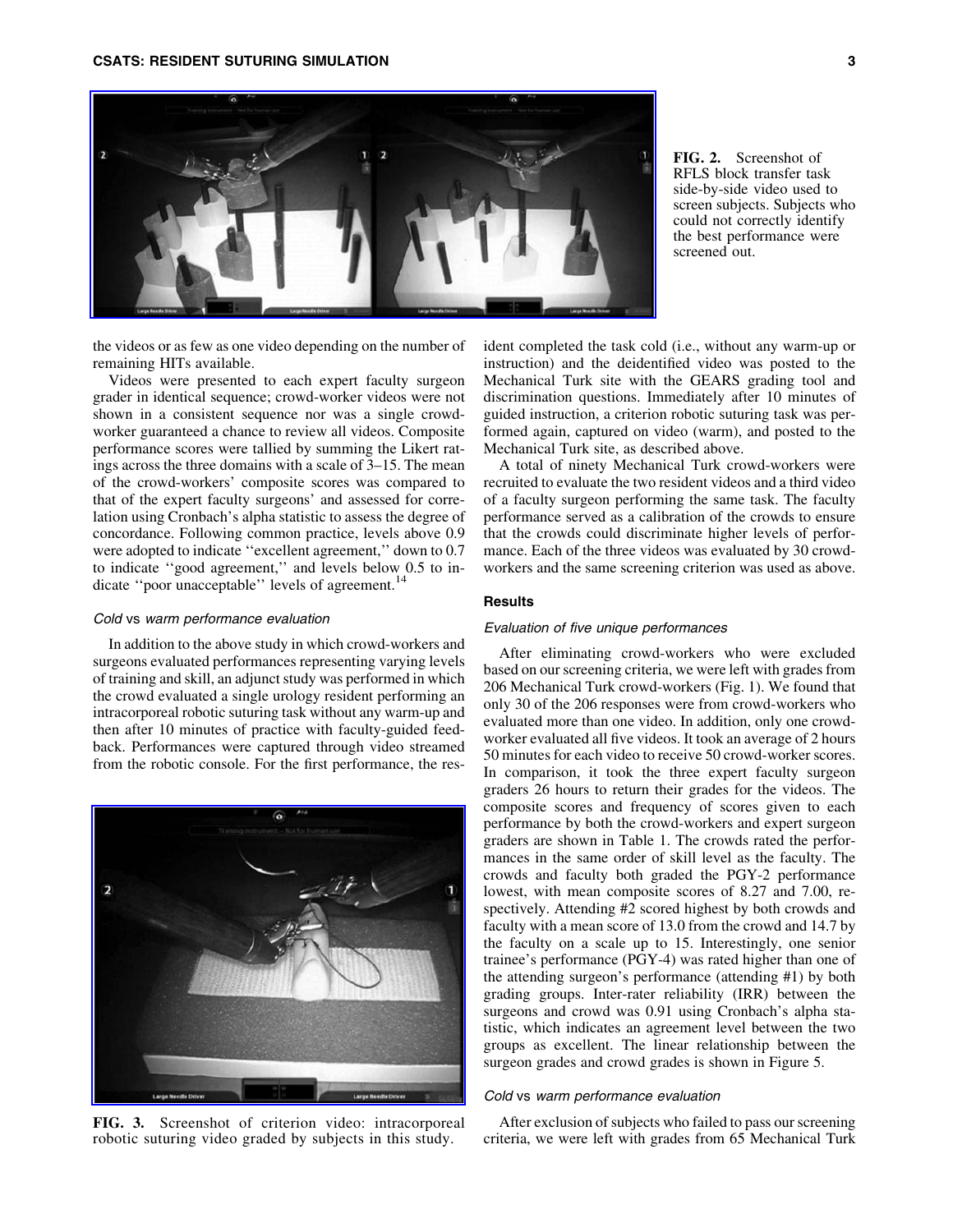FIG. 2. Screenshot of RFLS block transfer task side-by-side video used to screen subjects. Subjects who could not correctly identify the best performance were screened out.

the videos or as few as one video depending on the number of remaining HITs available.

Videos were presented to each expert faculty surgeon grader in identical sequence; crowd-worker videos were not shown in a consistent sequence nor was a single crowd-worker guaranteed a chance to review all videos. Composite performance scores were tallied by summing the Likert ratings across the three domains with a scale of 3–15. The mean of the crowd-workers' composite scores was compared to that of the expert faculty surgeons' and assessed for correlation using Cronbach's alpha statistic to assess the degree of concordance. Following common practice, levels above 0.9 were adopted to indicate ''excellent agreement,'' down to 0.7 to indicate ''good agreement,'' and levels below 0.5 to indicate ''poor unacceptable'' levels of agreement.[14]

### *Cold* vs *warm performance evaluation*

In addition to the above study in which crowd-workers and surgeons evaluated performances representing varying levels of training and skill, an adjunct study was performed in which the crowd evaluated a single urology resident performing an intracorporeal robotic suturing task without any warm-up and then after 10 minutes of practice with faculty-guided feedback. Performances were captured through video streamed from the robotic console. For the first performance, the resident completed the task cold (i.e., without any warm-up or instruction) and the deidentified video was posted to the Mechanical Turk site with the GEARS grading tool and discrimination questions. Immediately after 10 minutes of guided instruction, a criterion robotic suturing task was performed again, captured on video (warm), and posted to the Mechanical Turk site, as described above.

A total of ninety Mechanical Turk crowd-workers were recruited to evaluate the two resident videos and a third video of a faculty surgeon performing the same task. The faculty performance served as a calibration of the crowds to ensure that the crowds could discriminate higher levels of performance. Each of the three videos was evaluated by 30 crowd-workers and the same screening criterion was used as above.

FIG. 3. Screenshot of criterion video: intracorporeal robotic suturing video graded by subjects in this study.

## Results

### *Evaluation of five unique performances*

After eliminating crowd-workers who were excluded based on our screening criteria, we were left with grades from 206 Mechanical Turk crowd-workers (Fig. 1). We found that only 30 of the 206 responses were from crowd-workers who evaluated more than one video. In addition, only one crowd-worker evaluated all five videos. It took an average of 2 hours 50 minutes for each video to receive 50 crowd-worker scores. In comparison, it took the three expert faculty surgeon graders 26 hours to return their grades for the videos. The composite scores and frequency of scores given to each performance by both the crowd-workers and expert surgeon graders are shown in Table 1. The crowds rated the performances in the same order of skill level as the faculty. The crowds and faculty both graded the PGY-2 performance lowest, with mean composite scores of 8.27 and 7.00, respectively. Attending #2 scored highest by both crowds and faculty with a mean score of 13.0 from the crowd and 14.7 by the faculty on a scale up to 15. Interestingly, one senior trainee's performance (PGY-4) was rated higher than one of the attending surgeon's performance (attending #1) by both grading groups. Inter-rater reliability (IRR) between the surgeons and crowd was 0.91 using Cronbach's alpha statistic, which indicates an agreement level between the two groups as excellent. The linear relationship between the surgeon grades and crowd grades is shown in Figure 5.

### *Cold* vs *warm performance evaluation*

After exclusion of subjects who failed to pass our screening criteria, we were left with grades from 65 Mechanical Turk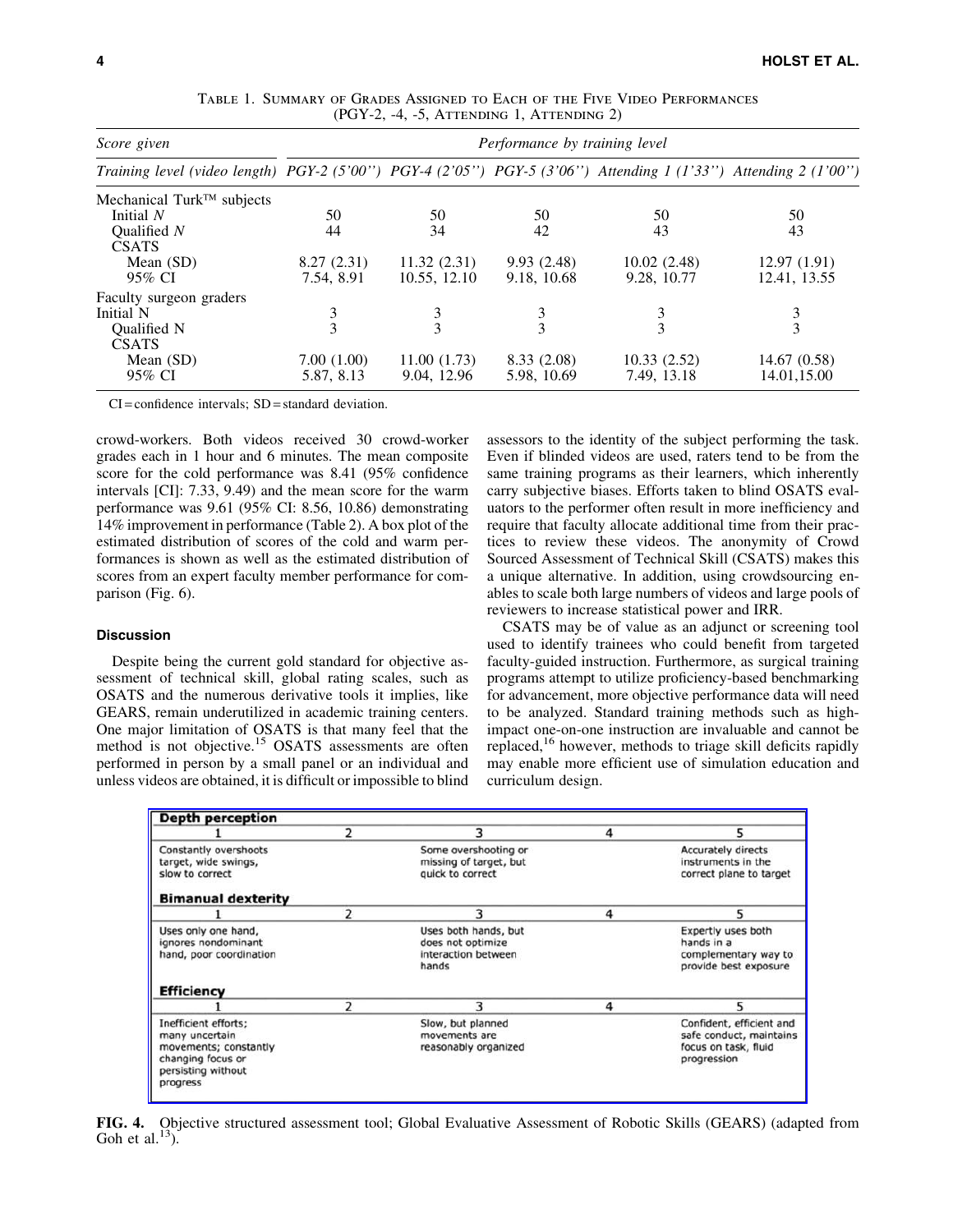Table 1. Summary of Grades Assigned to Each of the Five Video Performances (PGY-2, -4, -5, Attending 1, Attending 2)

| *Score given* | *Performance by training level* | | | | |
|---|---|---|---|---|---|
| *Training level (video length)* | *PGY-2 (5'00'')* | *PGY-4 (2'05'')* | *PGY-5 (3'06'')* | *Attending 1 (1'33'')* | *Attending 2 (1'00'')* |
| Mechanical Turk™ subjects | | | | | |
| Initial *N* | 50 | 50 | 50 | 50 | 50 |
| Qualified *N* | 44 | 34 | 42 | 43 | 43 |
| CSATS | | | | | |
| Mean (SD) | 8.27 (2.31) | 11.32 (2.31) | 9.93 (2.48) | 10.02 (2.48) | 12.97 (1.91) |
| 95% CI | 7.54, 8.91 | 10.55, 12.10 | 9.18, 10.68 | 9.28, 10.77 | 12.41, 13.55 |
| Faculty surgeon graders | | | | | |
| Initial N | 3 | 3 | 3 | 3 | 3 |
| Qualified N | 3 | 3 | 3 | 3 | 3 |
| CSATS | | | | | |
| Mean (SD) | 7.00 (1.00) | 11.00 (1.73) | 8.33 (2.08) | 10.33 (2.52) | 14.67 (0.58) |
| 95% CI | 5.87, 8.13 | 9.04, 12.96 | 5.98, 10.69 | 7.49, 13.18 | 14.01,15.00 |

CI = confidence intervals; SD = standard deviation.

crowd-workers. Both videos received 30 crowd-worker grades each in 1 hour and 6 minutes. The mean composite score for the cold performance was 8.41 (95% confidence intervals [CI]: 7.33, 9.49) and the mean score for the warm performance was 9.61 (95% CI: 8.56, 10.86) demonstrating 14% improvement in performance (Table 2). A box plot of the estimated distribution of scores of the cold and warm performances is shown as well as the estimated distribution of scores from an expert faculty member performance for comparison (Fig. 6).

### Discussion

Despite being the current gold standard for objective assessment of technical skill, global rating scales, such as OSATS and the numerous derivative tools it implies, like GEARS, remain underutilized in academic training centers. One major limitation of OSATS is that many feel that the method is not objective.[15] OSATS assessments are often performed in person by a small panel or an individual and unless videos are obtained, it is difficult or impossible to blind assessors to the identity of the subject performing the task. Even if blinded videos are used, raters tend to be from the same training programs as their learners, which inherently carry subjective biases. Efforts taken to blind OSATS evaluators to the performer often result in more inefficiency and require that faculty allocate additional time from their practices to review these videos. The anonymity of Crowd Sourced Assessment of Technical Skill (CSATS) makes this a unique alternative. In addition, using crowdsourcing enables to scale both large numbers of videos and large pools of reviewers to increase statistical power and IRR.

CSATS may be of value as an adjunct or screening tool used to identify trainees who could benefit from targeted faculty-guided instruction. Furthermore, as surgical training programs attempt to utilize proficiency-based benchmarking for advancement, more objective performance data will need to be analyzed. Standard training methods such as high-impact one-on-one instruction are invaluable and cannot be replaced,[16] however, methods to triage skill deficits rapidly may enable more efficient use of simulation education and curriculum design.

| **Depth perception** | | | | |
|---|---|---|---|---|
| 1 | 2 | 3 | 4 | 5 |
| Constantly overshoots target, wide swings, slow to correct | | Some overshooting or missing of target, but quick to correct | | Accurately directs instruments in the correct plane to target |
| **Bimanual dexterity** | | | | |
| 1 | 2 | 3 | 4 | 5 |
| Uses only one hand, ignores nondominant hand, poor coordination | | Uses both hands, but does not optimize interaction between hands | | Expertly uses both hands in a complementary way to provide best exposure |
| **Efficiency** | | | | |
| 1 | 2 | 3 | 4 | 5 |
| Inefficient efforts; many uncertain movements; constantly changing focus or persisting without progress | | Slow, but planned movements are reasonably organized | | Confident, efficient and safe conduct, maintains focus on task, fluid progression |

**FIG. 4.** Objective structured assessment tool; Global Evaluative Assessment of Robotic Skills (GEARS) (adapted from Goh et al.[13]).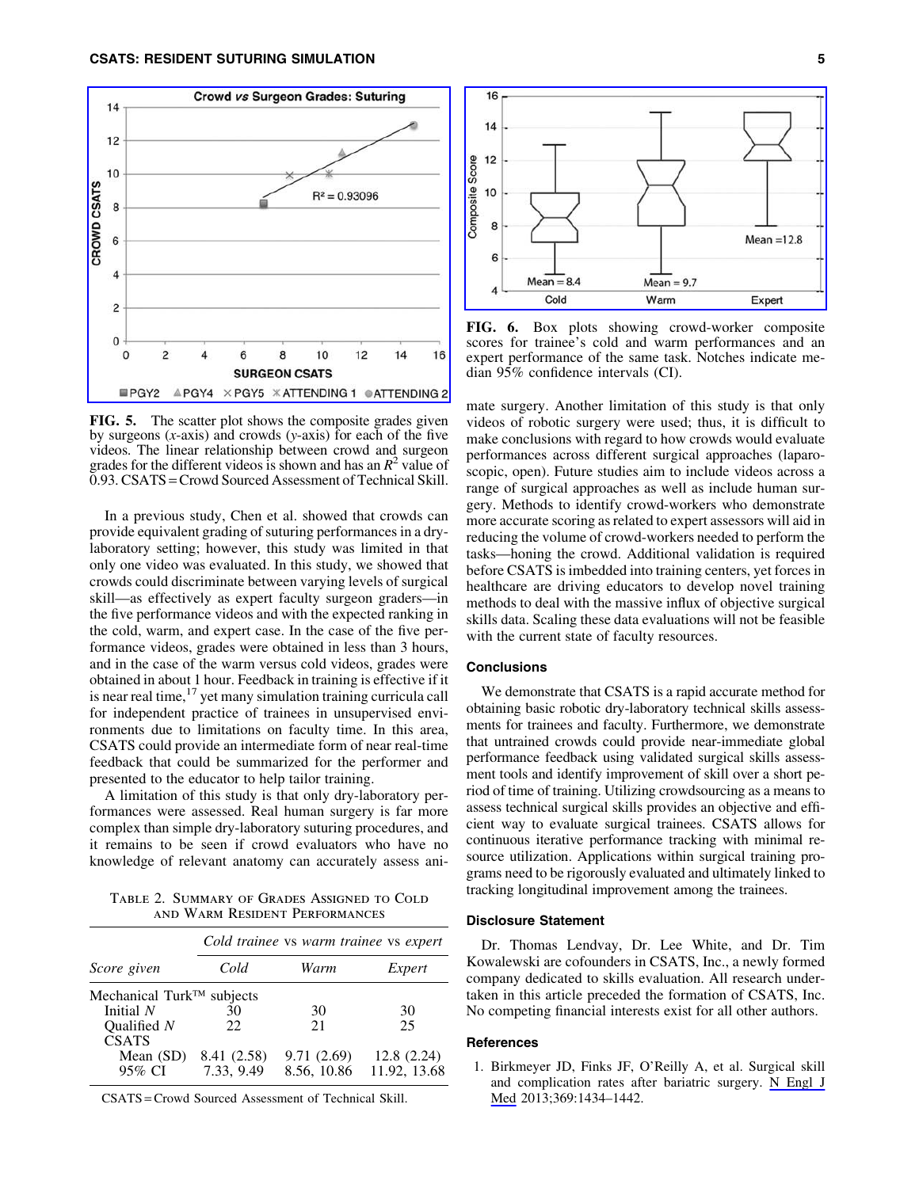**FIG. 5.** The scatter plot shows the composite grades given by surgeons (*x*-axis) and crowds (*y*-axis) for each of the five videos. The linear relationship between crowd and surgeon grades for the different videos is shown and has an $R^2$ value of 0.93. CSATS = Crowd Sourced Assessment of Technical Skill.

**FIG. 6.** Box plots showing crowd-worker composite scores for trainee's cold and warm performances and an expert performance of the same task. Notches indicate median 95% confidence intervals (CI).

In a previous study, Chen et al. showed that crowds can provide equivalent grading of suturing performances in a dry-laboratory setting; however, this study was limited in that only one video was evaluated. In this study, we showed that crowds could discriminate between varying levels of surgical skill—as effectively as expert faculty surgeon graders—in the five performance videos and with the expected ranking in the cold, warm, and expert case. In the case of the five performance videos, grades were obtained in less than 3 hours, and in the case of the warm versus cold videos, grades were obtained in about 1 hour. Feedback in training is effective if it is near real time,[17] yet many simulation training curricula call for independent practice of trainees in unsupervised environments due to limitations on faculty time. In this area, CSATS could provide an intermediate form of near real-time feedback that could be summarized for the performer and presented to the educator to help tailor training.

A limitation of this study is that only dry-laboratory performances were assessed. Real human surgery is far more complex than simple dry-laboratory suturing procedures, and it remains to be seen if crowd evaluators who have no knowledge of relevant anatomy can accurately assess animate surgery. Another limitation of this study is that only videos of robotic surgery were used; thus, it is difficult to make conclusions with regard to how crowds would evaluate performances across different surgical approaches (laparoscopic, open). Future studies aim to include videos across a range of surgical approaches as well as include human surgery. Methods to identify crowd-workers who demonstrate more accurate scoring as related to expert assessors will aid in reducing the volume of crowd-workers needed to perform the tasks—honing the crowd. Additional validation is required before CSATS is imbedded into training centers, yet forces in healthcare are driving educators to develop novel training methods to deal with the massive influx of objective surgical skills data. Scaling these data evaluations will not be feasible with the current state of faculty resources.

Table 2. Summary of Grades Assigned to Cold and Warm Resident Performances

| | *Cold trainee* vs *warm trainee* vs *expert* | | |
|---|---|---|---|
| *Score given* | *Cold* | *Warm* | *Expert* |
| Mechanical Turk™ subjects | | | |
| Initial *N* | 30 | 30 | 30 |
| Qualified *N* | 22 | 21 | 25 |
| CSATS | | | |
| Mean (SD) | 8.41 (2.58) | 9.71 (2.69) | 12.8 (2.24) |
| 95% CI | 7.33, 9.49 | 8.56, 10.86 | 11.92, 13.68 |

CSATS = Crowd Sourced Assessment of Technical Skill.

## Conclusions

We demonstrate that CSATS is a rapid accurate method for obtaining basic robotic dry-laboratory technical skills assessments for trainees and faculty. Furthermore, we demonstrate that untrained crowds could provide near-immediate global performance feedback using validated surgical skills assessment tools and identify improvement of skill over a short period of time of training. Utilizing crowdsourcing as a means to assess technical surgical skills provides an objective and efficient way to evaluate surgical trainees. CSATS allows for continuous iterative performance tracking with minimal resource utilization. Applications within surgical training programs need to be rigorously evaluated and ultimately linked to tracking longitudinal improvement among the trainees.

## Disclosure Statement

Dr. Thomas Lendvay, Dr. Lee White, and Dr. Tim Kowalewski are cofounders in CSATS, Inc., a newly formed company dedicated to skills evaluation. All research undertaken in this article preceded the formation of CSATS, Inc. No competing financial interests exist for all other authors.

## References

1. Birkmeyer JD, Finks JF, O'Reilly A, et al. Surgical skill and complication rates after bariatric surgery. N Engl J Med 2013;369:1434–1442.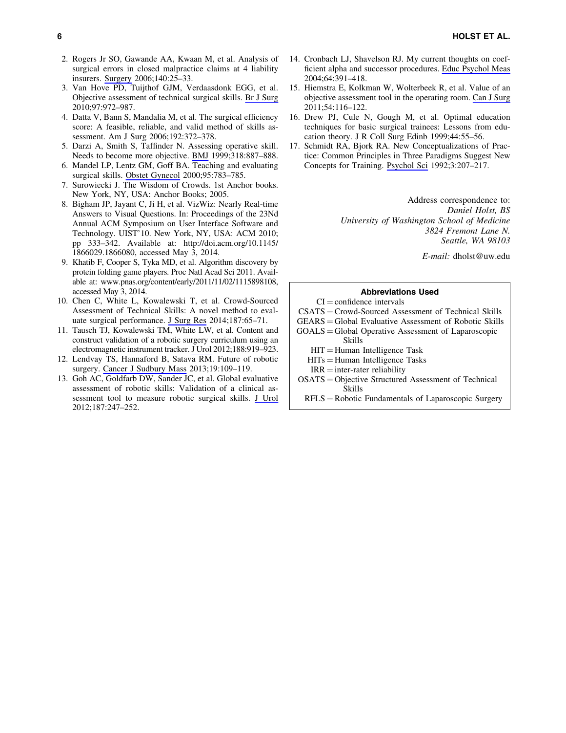2. Rogers Jr SO, Gawande AA, Kwaan M, et al. Analysis of surgical errors in closed malpractice claims at 4 liability insurers. Surgery 2006;140:25–33.
3. Van Hove PD, Tuijthof GJM, Verdaasdonk EGG, et al. Objective assessment of technical surgical skills. Br J Surg 2010;97:972–987.
4. Datta V, Bann S, Mandalia M, et al. The surgical efficiency score: A feasible, reliable, and valid method of skills assessment. Am J Surg 2006;192:372–378.
5. Darzi A, Smith S, Taffinder N. Assessing operative skill. Needs to become more objective. BMJ 1999;318:887–888.
6. Mandel LP, Lentz GM, Goff BA. Teaching and evaluating surgical skills. Obstet Gynecol 2000;95:783–785.
7. Surowiecki J. The Wisdom of Crowds. 1st Anchor books. New York, NY, USA: Anchor Books; 2005.
8. Bigham JP, Jayant C, Ji H, et al. VizWiz: Nearly Real-time Answers to Visual Questions. In: Proceedings of the 23Nd Annual ACM Symposium on User Interface Software and Technology. UIST'10. New York, NY, USA: ACM 2010; pp 333–342. Available at: http://doi.acm.org/10.1145/1866029.1866080, accessed May 3, 2014.
9. Khatib F, Cooper S, Tyka MD, et al. Algorithm discovery by protein folding game players. Proc Natl Acad Sci 2011. Available at: www.pnas.org/content/early/2011/11/02/1115898108, accessed May 3, 2014.
10. Chen C, White L, Kowalewski T, et al. Crowd-Sourced Assessment of Technical Skills: A novel method to evaluate surgical performance. J Surg Res 2014;187:65–71.
11. Tausch TJ, Kowalewski TM, White LW, et al. Content and construct validation of a robotic surgery curriculum using an electromagnetic instrument tracker. J Urol 2012;188:919–923.
12. Lendvay TS, Hannaford B, Satava RM. Future of robotic surgery. Cancer J Sudbury Mass 2013;19:109–119.
13. Goh AC, Goldfarb DW, Sander JC, et al. Global evaluative assessment of robotic skills: Validation of a clinical assessment tool to measure robotic surgical skills. J Urol 2012;187:247–252.
14. Cronbach LJ, Shavelson RJ. My current thoughts on coefficient alpha and successor procedures. Educ Psychol Meas 2004;64:391–418.
15. Hiemstra E, Kolkman W, Wolterbeek R, et al. Value of an objective assessment tool in the operating room. Can J Surg 2011;54:116–122.
16. Drew PJ, Cule N, Gough M, et al. Optimal education techniques for basic surgical trainees: Lessons from education theory. J R Coll Surg Edinb 1999;44:55–56.
17. Schmidt RA, Bjork RA. New Conceptualizations of Practice: Common Principles in Three Paradigms Suggest New Concepts for Training. Psychol Sci 1992;3:207–217.

Address correspondence to:
*Daniel Holst, BS*
*University of Washington School of Medicine*
*3824 Fremont Lane N.*
*Seattle, WA 98103*

*E-mail:* dholst@uw.edu

**Abbreviations Used**

CI = confidence intervals
CSATS = Crowd-Sourced Assessment of Technical Skills
GEARS = Global Evaluative Assessment of Robotic Skills
GOALS = Global Operative Assessment of Laparoscopic Skills
HIT = Human Intelligence Task
HITs = Human Intelligence Tasks
IRR = inter-rater reliability
OSATS = Objective Structured Assessment of Technical Skills
RFLS = Robotic Fundamentals of Laparoscopic Surgery